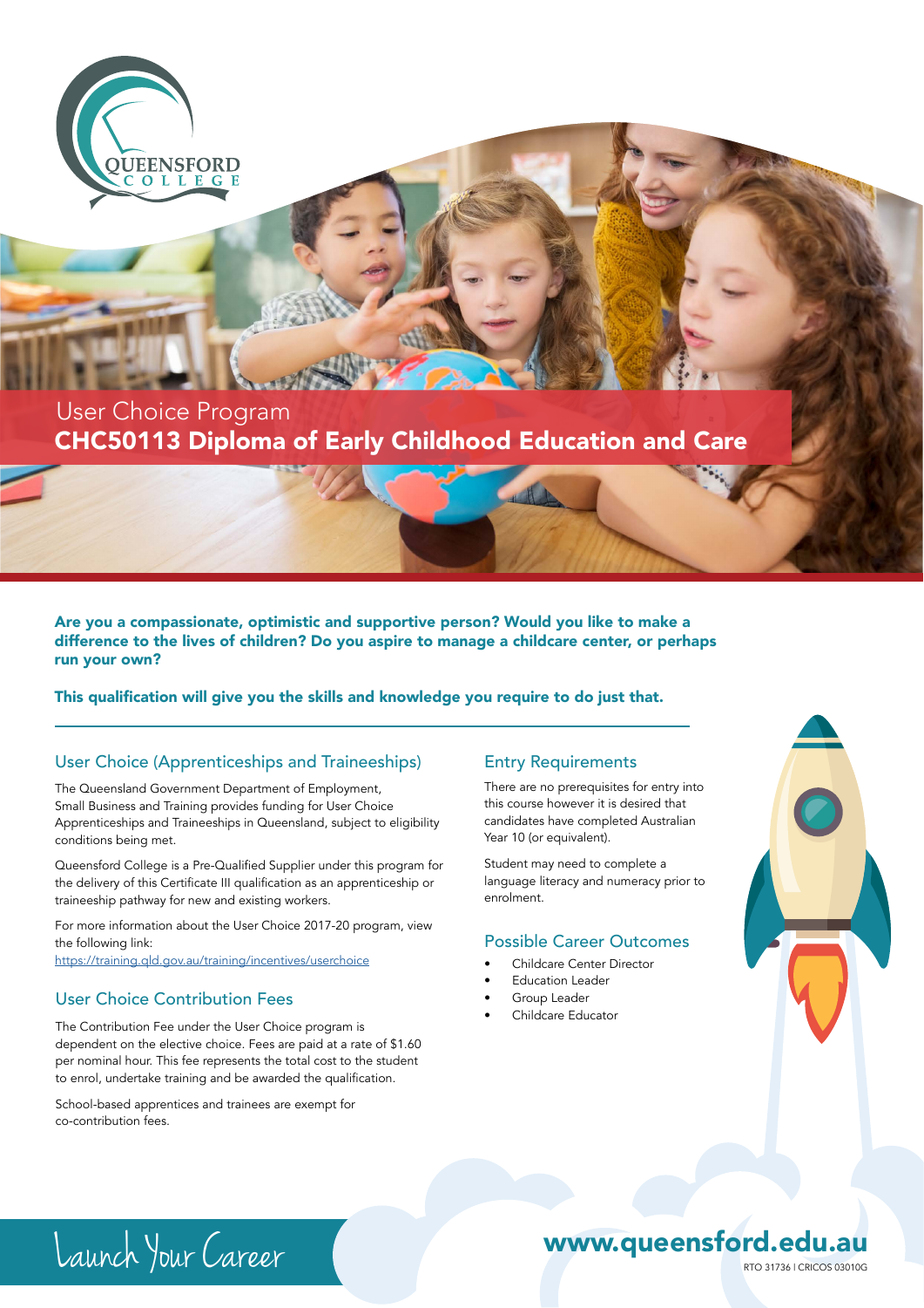QUEENSFORD COLLEGE

User Choice Program

# CHC50113 Diploma of Early Childhood Education and Care

**Are you a compassionate, optimistic and supportive person? Would you like to make a difference to the lives of children? Do you aspire to manage a childcare center, or perhaps run your own?**

**This qualification will give you the skills and knowledge you require to do just that.**

## User Choice (Apprenticeships and Traineeships)

The Queensland Government Department of Employment, Small Business and Training provides funding for User Choice Apprenticeships and Traineeships in Queensland, subject to eligibility conditions being met.

Queensford College is a Pre-Qualified Supplier under this program for the delivery of this Certificate III qualification as an apprenticeship or traineeship pathway for new and existing workers.

For more information about the User Choice 2017-20 program, view the following link:
https://training.qld.gov.au/training/incentives/userchoice

## User Choice Contribution Fees

The Contribution Fee under the User Choice program is dependent on the elective choice. Fees are paid at a rate of $1.60 per nominal hour. This fee represents the total cost to the student to enrol, undertake training and be awarded the qualification.

School-based apprentices and trainees are exempt for co-contribution fees.

## Entry Requirements

There are no prerequisites for entry into this course however it is desired that candidates have completed Australian Year 10 (or equivalent).

Student may need to complete a language literacy and numeracy prior to enrolment.

## Possible Career Outcomes

- Childcare Center Director
- Education Leader
- Group Leader
- Childcare Educator

Launch Your Career

**www.queensford.edu.au**

RTO 31736 I CRICOS 03010G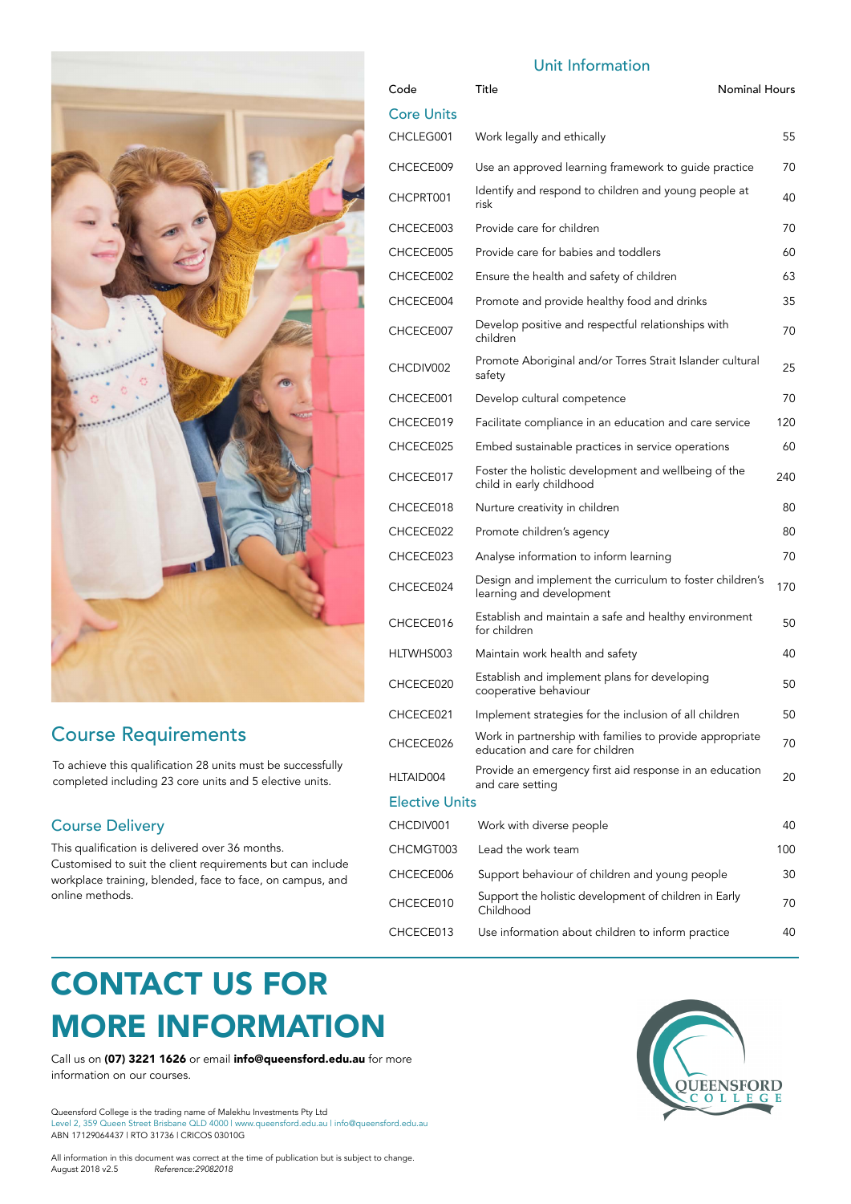## Unit Information

| Code | Title | Nominal Hours |
|---|---|---|
| **Core Units** | | |
| CHCLEG001 | Work legally and ethically | 55 |
| CHCECE009 | Use an approved learning framework to guide practice | 70 |
| CHCPRT001 | Identify and respond to children and young people at risk | 40 |
| CHCECE003 | Provide care for children | 70 |
| CHCECE005 | Provide care for babies and toddlers | 60 |
| CHCECE002 | Ensure the health and safety of children | 63 |
| CHCECE004 | Promote and provide healthy food and drinks | 35 |
| CHCECE007 | Develop positive and respectful relationships with children | 70 |
| CHCDIV002 | Promote Aboriginal and/or Torres Strait Islander cultural safety | 25 |
| CHCECE001 | Develop cultural competence | 70 |
| CHCECE019 | Facilitate compliance in an education and care service | 120 |
| CHCECE025 | Embed sustainable practices in service operations | 60 |
| CHCECE017 | Foster the holistic development and wellbeing of the child in early childhood | 240 |
| CHCECE018 | Nurture creativity in children | 80 |
| CHCECE022 | Promote children's agency | 80 |
| CHCECE023 | Analyse information to inform learning | 70 |
| CHCECE024 | Design and implement the curriculum to foster children's learning and development | 170 |
| CHCECE016 | Establish and maintain a safe and healthy environment for children | 50 |
| HLTWHS003 | Maintain work health and safety | 40 |
| CHCECE020 | Establish and implement plans for developing cooperative behaviour | 50 |
| CHCECE021 | Implement strategies for the inclusion of all children | 50 |
| CHCECE026 | Work in partnership with families to provide appropriate education and care for children | 70 |
| HLTAID004 | Provide an emergency first aid response in an education and care setting | 20 |
| **Elective Units** | | |
| CHCDIV001 | Work with diverse people | 40 |
| CHCMGT003 | Lead the work team | 100 |
| CHCECE006 | Support behaviour of children and young people | 30 |
| CHCECE010 | Support the holistic development of children in Early Childhood | 70 |
| CHCECE013 | Use information about children to inform practice | 40 |

## Course Requirements

To achieve this qualification 28 units must be successfully completed including 23 core units and 5 elective units.

## Course Delivery

This qualification is delivered over 36 months.
Customised to suit the client requirements but can include workplace training, blended, face to face, on campus, and online methods.

# CONTACT US FOR MORE INFORMATION

Call us on **(07) 3221 1626** or email **info@queensford.edu.au** for more information on our courses.

QUEENSFORD COLLEGE

Queensford College is the trading name of Malekhu Investments Pty Ltd
Level 2, 359 Queen Street Brisbane QLD 4000 | www.queensford.edu.au | info@queensford.edu.au
ABN 17129064437 | RTO 31736 | CRICOS 03010G

All information in this document was correct at the time of publication but is subject to change.
August 2018 v2.5 *Reference:29082018*